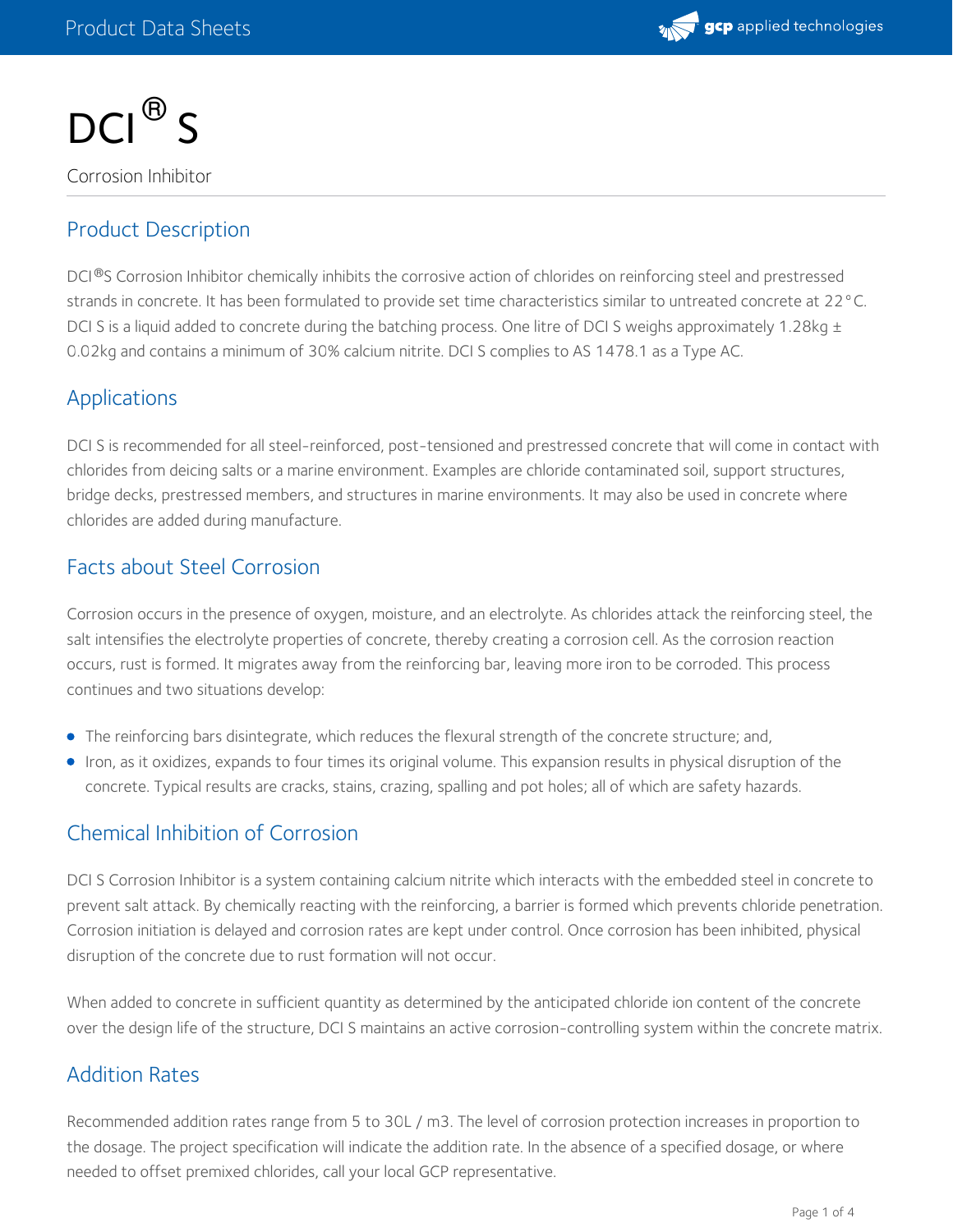# DCI® S

Corrosion Inhibitor

## Product Description

DCI®S Corrosion Inhibitor chemically inhibits the corrosive action of chlorides on reinforcing steel and prestressed strands in concrete. It has been formulated to provide set time characteristics similar to untreated concrete at 22°C. DCI S is a liquid added to concrete during the batching process. One litre of DCI S weighs approximately 1.28kg ± 0.02kg and contains a minimum of 30% calcium nitrite. DCI S complies to AS 1478.1 as a Type AC.

## Applications

DCI S is recommended for all steel-reinforced, post-tensioned and prestressed concrete that will come in contact with chlorides from deicing salts or a marine environment. Examples are chloride contaminated soil, support structures, bridge decks, prestressed members, and structures in marine environments. It may also be used in concrete where chlorides are added during manufacture.

## Facts about Steel Corrosion

Corrosion occurs in the presence of oxygen, moisture, and an electrolyte. As chlorides attack the reinforcing steel, the salt intensifies the electrolyte properties of concrete, thereby creating a corrosion cell. As the corrosion reaction occurs, rust is formed. It migrates away from the reinforcing bar, leaving more iron to be corroded. This process continues and two situations develop:

- The reinforcing bars disintegrate, which reduces the flexural strength of the concrete structure; and,
- Iron, as it oxidizes, expands to four times its original volume. This expansion results in physical disruption of the concrete. Typical results are cracks, stains, crazing, spalling and pot holes; all of which are safety hazards.

## Chemical Inhibition of Corrosion

DCI S Corrosion Inhibitor is a system containing calcium nitrite which interacts with the embedded steel in concrete to prevent salt attack. By chemically reacting with the reinforcing, a barrier is formed which prevents chloride penetration. Corrosion initiation is delayed and corrosion rates are kept under control. Once corrosion has been inhibited, physical disruption of the concrete due to rust formation will not occur.

When added to concrete in sufficient quantity as determined by the anticipated chloride ion content of the concrete over the design life of the structure, DCI S maintains an active corrosion-controlling system within the concrete matrix.

## Addition Rates

Recommended addition rates range from 5 to 30L / m3. The level of corrosion protection increases in proportion to the dosage. The project specification will indicate the addition rate. In the absence of a specified dosage, or where needed to offset premixed chlorides, call your local GCP representative.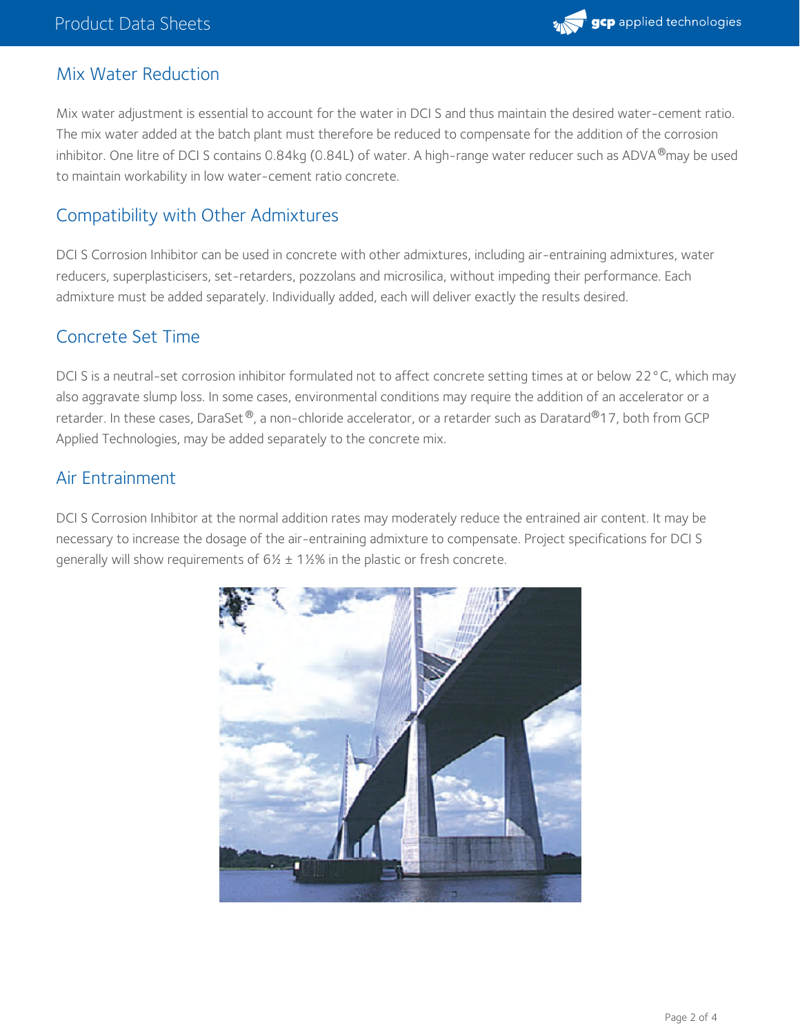## Mix Water Reduction

Mix water adjustment is essential to account for the water in DCI S and thus maintain the desired water-cement ratio. The mix water added at the batch plant must therefore be reduced to compensate for the addition of the corrosion inhibitor. One litre of DCI S contains 0.84kg (0.84L) of water. A high-range water reducer such as ADVA® may be used to maintain workability in low water-cement ratio concrete.

## Compatibility with Other Admixtures

DCI S Corrosion Inhibitor can be used in concrete with other admixtures, including air-entraining admixtures, water reducers, superplasticisers, set-retarders, pozzolans and microsilica, without impeding their performance. Each admixture must be added separately. Individually added, each will deliver exactly the results desired.

## Concrete Set Time

DCI S is a neutral-set corrosion inhibitor formulated not to affect concrete setting times at or below 22°C, which may also aggravate slump loss. In some cases, environmental conditions may require the addition of an accelerator or a retarder. In these cases, DaraSet®, a non-chloride accelerator, or a retarder such as Daratard®17, both from GCP Applied Technologies, may be added separately to the concrete mix.

## Air Entrainment

DCI S Corrosion Inhibitor at the normal addition rates may moderately reduce the entrained air content. It may be necessary to increase the dosage of the air-entraining admixture to compensate. Project specifications for DCI S generally will show requirements of 6½ ± 1½% in the plastic or fresh concrete.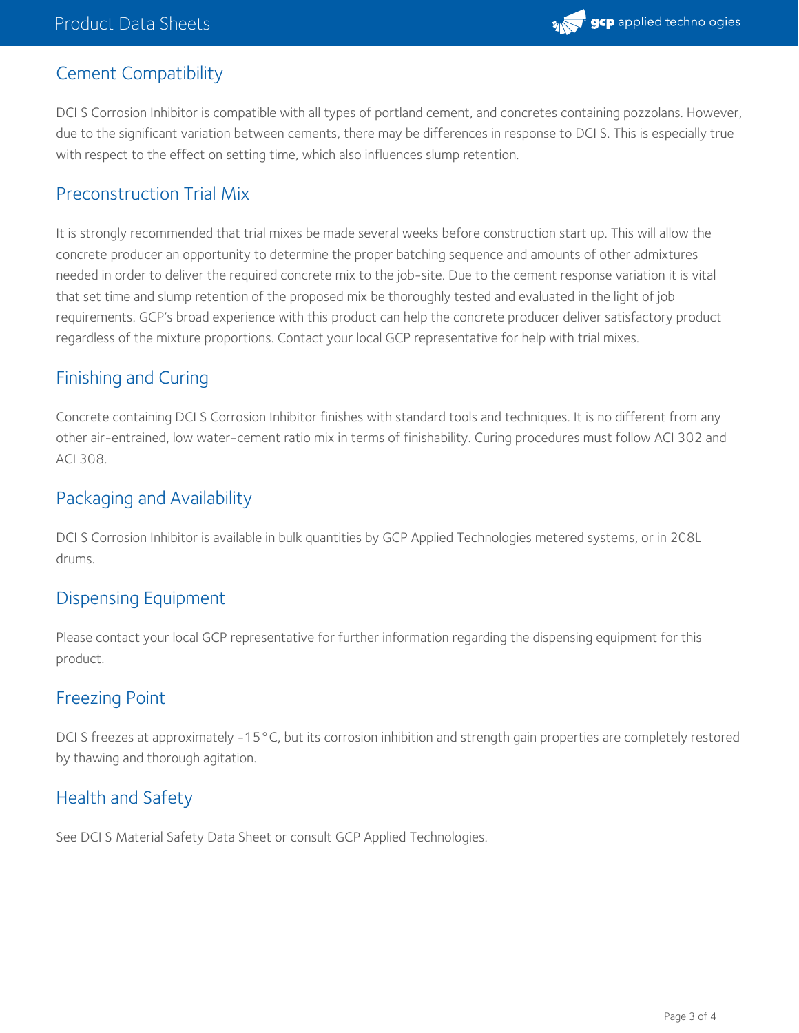## Cement Compatibility

DCI S Corrosion Inhibitor is compatible with all types of portland cement, and concretes containing pozzolans. However, due to the significant variation between cements, there may be differences in response to DCI S. This is especially true with respect to the effect on setting time, which also influences slump retention.

## Preconstruction Trial Mix

It is strongly recommended that trial mixes be made several weeks before construction start up. This will allow the concrete producer an opportunity to determine the proper batching sequence and amounts of other admixtures needed in order to deliver the required concrete mix to the job-site. Due to the cement response variation it is vital that set time and slump retention of the proposed mix be thoroughly tested and evaluated in the light of job requirements. GCP's broad experience with this product can help the concrete producer deliver satisfactory product regardless of the mixture proportions. Contact your local GCP representative for help with trial mixes.

## Finishing and Curing

Concrete containing DCI S Corrosion Inhibitor finishes with standard tools and techniques. It is no different from any other air-entrained, low water-cement ratio mix in terms of finishability. Curing procedures must follow ACI 302 and ACI 308.

## Packaging and Availability

DCI S Corrosion Inhibitor is available in bulk quantities by GCP Applied Technologies metered systems, or in 208L drums.

## Dispensing Equipment

Please contact your local GCP representative for further information regarding the dispensing equipment for this product.

## Freezing Point

DCI S freezes at approximately -15°C, but its corrosion inhibition and strength gain properties are completely restored by thawing and thorough agitation.

## Health and Safety

See DCI S Material Safety Data Sheet or consult GCP Applied Technologies.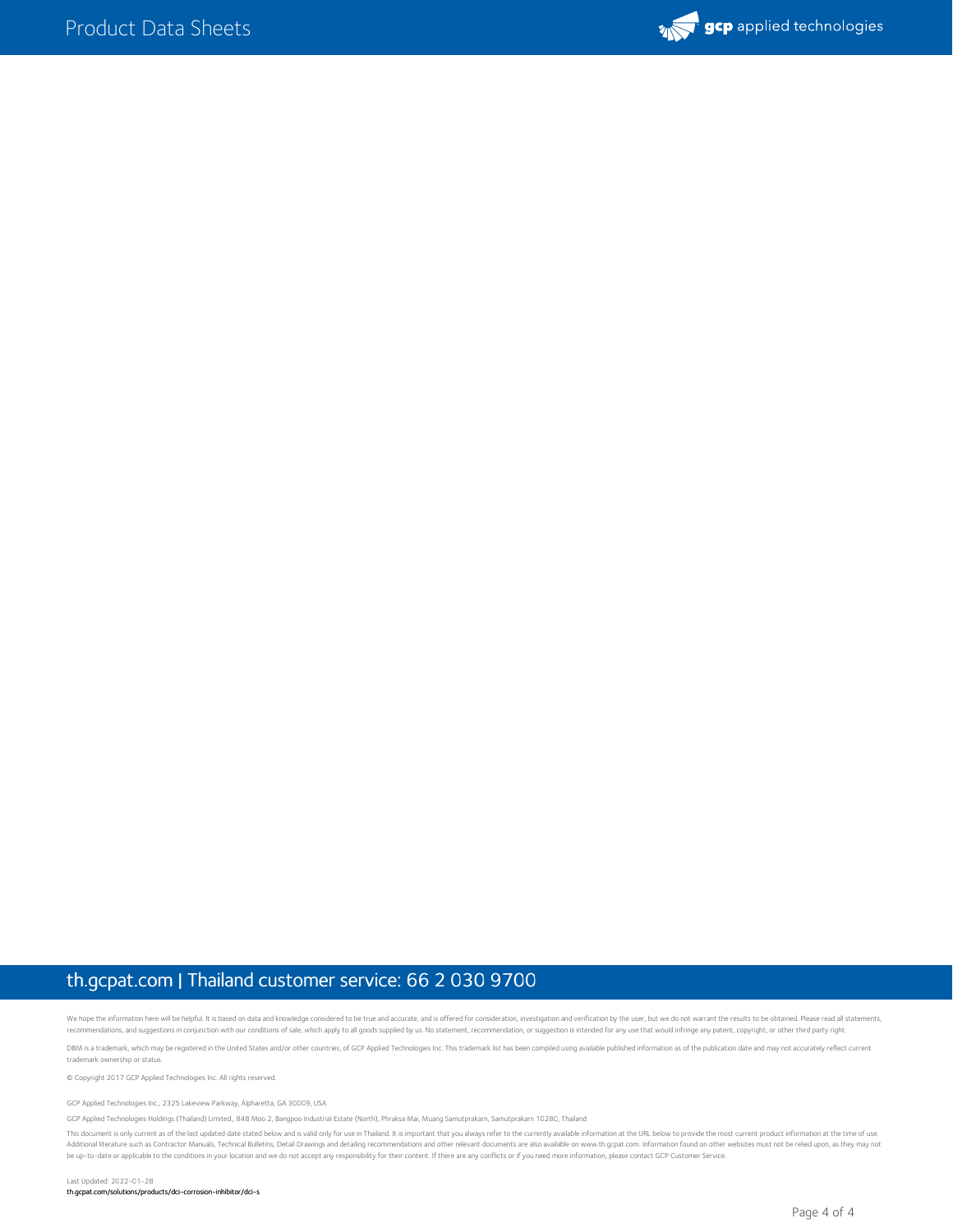th.gcpat.com | Thailand customer service: 66 2 030 9700

We hope the information here will be helpful. It is based on data and knowledge considered to be true and accurate, and is offered for consideration, investigation and verification by the user, but we do not warrant the results to be obtained. Please read all statements, recommendations, and suggestions in conjunction with our conditions of sale, which apply to all goods supplied by us. No statement, recommendation, or suggestion is intended for any use that would infringe any patent, copyright, or other third party right.

DBM is a trademark, which may be registered in the United States and/or other countries, of GCP Applied Technologies Inc. This trademark list has been compiled using available published information as of the publication date and may not accurately reflect current trademark ownership or status.

© Copyright 2017 GCP Applied Technologies Inc. All rights reserved.

GCP Applied Technologies Inc., 2325 Lakeview Parkway, Alpharetta, GA 30009, USA

GCP Applied Technologies Holdings (Thailand) Limited., 848 Moo 2, Bangpoo Industrial Estate (North), Phraksa Mai, Muang Samutprakarn, Samutprakarn 10280, Thailand

This document is only current as of the last updated date stated below and is valid only for use in Thailand. It is important that you always refer to the currently available information at the URL below to provide the most current product information at the time of use. Additional literature such as Contractor Manuals, Technical Bulletins, Detail Drawings and detailing recommendations and other relevant documents are also available on www.th.gcpat.com. Information found on other websites must not be relied upon, as they may not be up-to-date or applicable to the conditions in your location and we do not accept any responsibility for their content. If there are any conflicts or if you need more information, please contact GCP Customer Service.

Last Updated: 2022-01-28
th.gcpat.com/solutions/products/dci-corrosion-inhibitor/dci-s